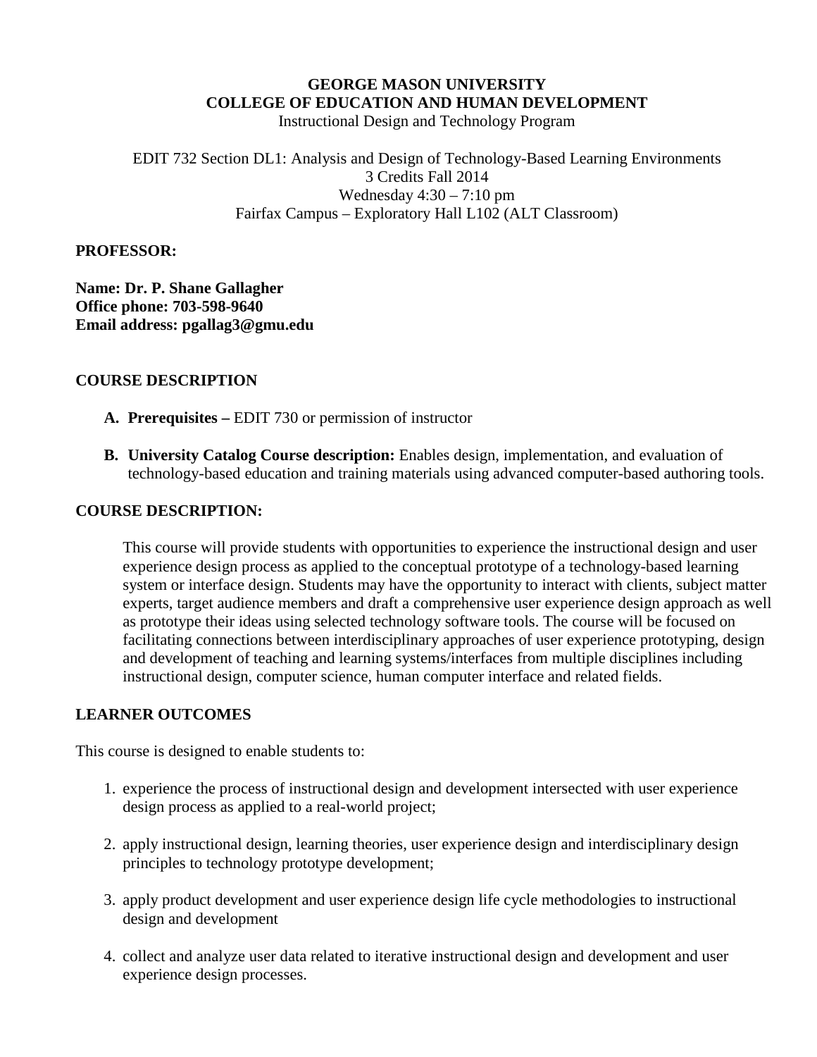**GEORGE MASON UNIVERSITY**
**COLLEGE OF EDUCATION AND HUMAN DEVELOPMENT**
Instructional Design and Technology Program

EDIT 732 Section DL1: Analysis and Design of Technology-Based Learning Environments
3 Credits Fall 2014
Wednesday 4:30 – 7:10 pm
Fairfax Campus – Exploratory Hall L102 (ALT Classroom)

**PROFESSOR:**

**Name: Dr. P. Shane Gallagher**
**Office phone: 703-598-9640**
**Email address: pgallag3@gmu.edu**

## COURSE DESCRIPTION

A. **Prerequisites –** EDIT 730 or permission of instructor

B. **University Catalog Course description:** Enables design, implementation, and evaluation of technology-based education and training materials using advanced computer-based authoring tools.

## COURSE DESCRIPTION:

This course will provide students with opportunities to experience the instructional design and user experience design process as applied to the conceptual prototype of a technology-based learning system or interface design. Students may have the opportunity to interact with clients, subject matter experts, target audience members and draft a comprehensive user experience design approach as well as prototype their ideas using selected technology software tools. The course will be focused on facilitating connections between interdisciplinary approaches of user experience prototyping, design and development of teaching and learning systems/interfaces from multiple disciplines including instructional design, computer science, human computer interface and related fields.

## LEARNER OUTCOMES

This course is designed to enable students to:

1. experience the process of instructional design and development intersected with user experience design process as applied to a real-world project;
2. apply instructional design, learning theories, user experience design and interdisciplinary design principles to technology prototype development;
3. apply product development and user experience design life cycle methodologies to instructional design and development
4. collect and analyze user data related to iterative instructional design and development and user experience design processes.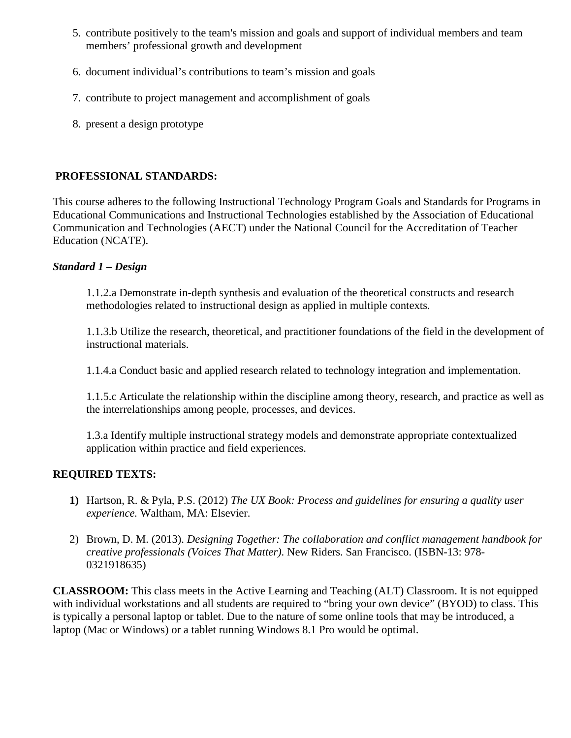5. contribute positively to the team's mission and goals and support of individual members and team members' professional growth and development

6. document individual's contributions to team's mission and goals

7. contribute to project management and accomplishment of goals

8. present a design prototype

## PROFESSIONAL STANDARDS:

This course adheres to the following Instructional Technology Program Goals and Standards for Programs in Educational Communications and Instructional Technologies established by the Association of Educational Communication and Technologies (AECT) under the National Council for the Accreditation of Teacher Education (NCATE).

### *Standard 1 – Design*

1.1.2.a Demonstrate in-depth synthesis and evaluation of the theoretical constructs and research methodologies related to instructional design as applied in multiple contexts.

1.1.3.b Utilize the research, theoretical, and practitioner foundations of the field in the development of instructional materials.

1.1.4.a Conduct basic and applied research related to technology integration and implementation.

1.1.5.c Articulate the relationship within the discipline among theory, research, and practice as well as the interrelationships among people, processes, and devices.

1.3.a Identify multiple instructional strategy models and demonstrate appropriate contextualized application within practice and field experiences.

## REQUIRED TEXTS:

1) Hartson, R. & Pyla, P.S. (2012) *The UX Book: Process and guidelines for ensuring a quality user experience.* Waltham, MA: Elsevier.

2) Brown, D. M. (2013). *Designing Together: The collaboration and conflict management handbook for creative professionals (Voices That Matter)*. New Riders. San Francisco. (ISBN-13: 978-0321918635)

**CLASSROOM:** This class meets in the Active Learning and Teaching (ALT) Classroom. It is not equipped with individual workstations and all students are required to "bring your own device" (BYOD) to class. This is typically a personal laptop or tablet. Due to the nature of some online tools that may be introduced, a laptop (Mac or Windows) or a tablet running Windows 8.1 Pro would be optimal.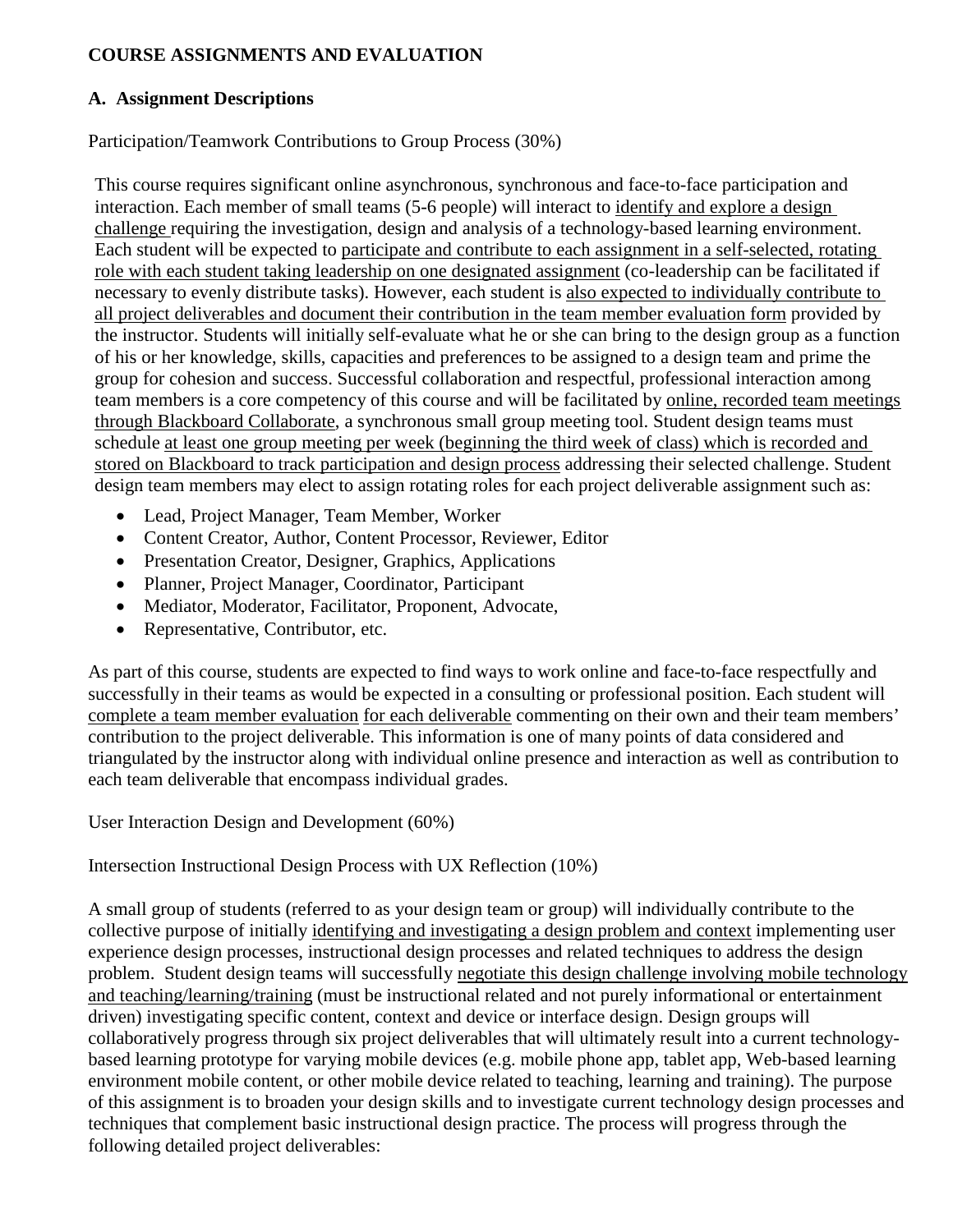**COURSE ASSIGNMENTS AND EVALUATION**

**A. Assignment Descriptions**

Participation/Teamwork Contributions to Group Process (30%)

This course requires significant online asynchronous, synchronous and face-to-face participation and interaction. Each member of small teams (5-6 people) will interact to identify and explore a design challenge requiring the investigation, design and analysis of a technology-based learning environment. Each student will be expected to participate and contribute to each assignment in a self-selected, rotating role with each student taking leadership on one designated assignment (co-leadership can be facilitated if necessary to evenly distribute tasks). However, each student is also expected to individually contribute to all project deliverables and document their contribution in the team member evaluation form provided by the instructor. Students will initially self-evaluate what he or she can bring to the design group as a function of his or her knowledge, skills, capacities and preferences to be assigned to a design team and prime the group for cohesion and success. Successful collaboration and respectful, professional interaction among team members is a core competency of this course and will be facilitated by online, recorded team meetings through Blackboard Collaborate, a synchronous small group meeting tool. Student design teams must schedule at least one group meeting per week (beginning the third week of class) which is recorded and stored on Blackboard to track participation and design process addressing their selected challenge. Student design team members may elect to assign rotating roles for each project deliverable assignment such as:

- Lead, Project Manager, Team Member, Worker
- Content Creator, Author, Content Processor, Reviewer, Editor
- Presentation Creator, Designer, Graphics, Applications
- Planner, Project Manager, Coordinator, Participant
- Mediator, Moderator, Facilitator, Proponent, Advocate,
- Representative, Contributor, etc.

As part of this course, students are expected to find ways to work online and face-to-face respectfully and successfully in their teams as would be expected in a consulting or professional position. Each student will complete a team member evaluation for each deliverable commenting on their own and their team members' contribution to the project deliverable. This information is one of many points of data considered and triangulated by the instructor along with individual online presence and interaction as well as contribution to each team deliverable that encompass individual grades.

User Interaction Design and Development (60%)

Intersection Instructional Design Process with UX Reflection (10%)

A small group of students (referred to as your design team or group) will individually contribute to the collective purpose of initially identifying and investigating a design problem and context implementing user experience design processes, instructional design processes and related techniques to address the design problem. Student design teams will successfully negotiate this design challenge involving mobile technology and teaching/learning/training (must be instructional related and not purely informational or entertainment driven) investigating specific content, context and device or interface design. Design groups will collaboratively progress through six project deliverables that will ultimately result into a current technology-based learning prototype for varying mobile devices (e.g. mobile phone app, tablet app, Web-based learning environment mobile content, or other mobile device related to teaching, learning and training). The purpose of this assignment is to broaden your design skills and to investigate current technology design processes and techniques that complement basic instructional design practice. The process will progress through the following detailed project deliverables: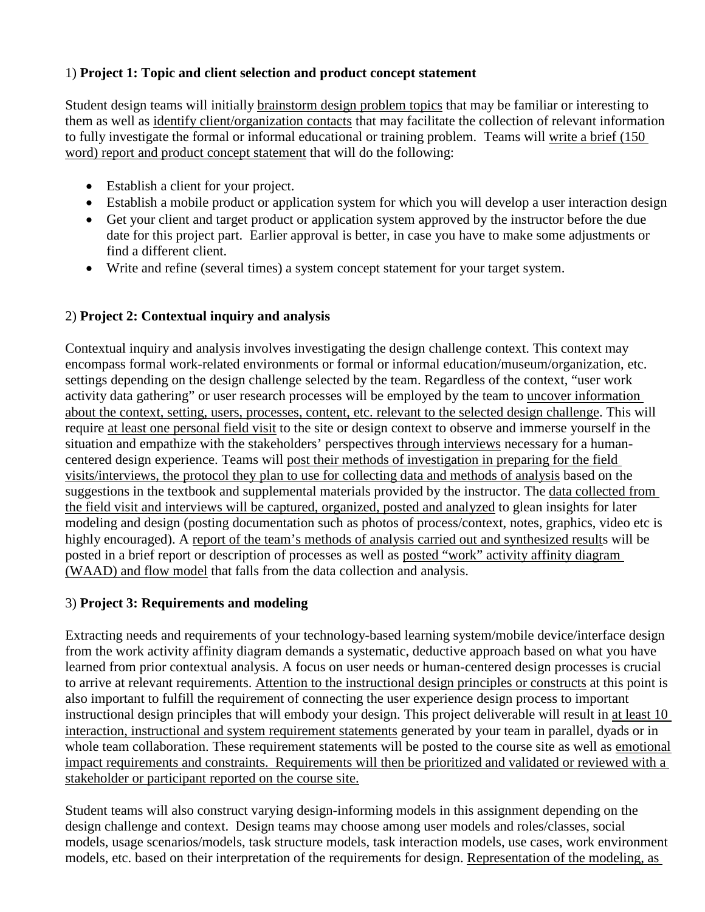1) **Project 1: Topic and client selection and product concept statement**

Student design teams will initially <u>brainstorm design problem topics</u> that may be familiar or interesting to them as well as <u>identify client/organization contacts</u> that may facilitate the collection of relevant information to fully investigate the formal or informal educational or training problem. Teams will <u>write a brief (150 word) report and product concept statement</u> that will do the following:

- Establish a client for your project.
- Establish a mobile product or application system for which you will develop a user interaction design
- Get your client and target product or application system approved by the instructor before the due date for this project part. Earlier approval is better, in case you have to make some adjustments or find a different client.
- Write and refine (several times) a system concept statement for your target system.

2) **Project 2: Contextual inquiry and analysis**

Contextual inquiry and analysis involves investigating the design challenge context. This context may encompass formal work-related environments or formal or informal education/museum/organization, etc. settings depending on the design challenge selected by the team. Regardless of the context, "user work activity data gathering" or user research processes will be employed by the team to <u>uncover information about the context, setting, users, processes, content, etc. relevant to the selected design challenge</u>. This will require <u>at least one personal field visit</u> to the site or design context to observe and immerse yourself in the situation and empathize with the stakeholders' perspectives <u>through interviews</u> necessary for a human-centered design experience. Teams will <u>post their methods of investigation in preparing for the field visits/interviews, the protocol they plan to use for collecting data and methods of analysis</u> based on the suggestions in the textbook and supplemental materials provided by the instructor. The <u>data collected from the field visit and interviews will be captured, organized, posted and analyzed</u> to glean insights for later modeling and design (posting documentation such as photos of process/context, notes, graphics, video etc is highly encouraged). A <u>report of the team's methods of analysis carried out and synthesized result</u>s will be posted in a brief report or description of processes as well as <u>posted "work" activity affinity diagram (WAAD) and flow model</u> that falls from the data collection and analysis.

3) **Project 3: Requirements and modeling**

Extracting needs and requirements of your technology-based learning system/mobile device/interface design from the work activity affinity diagram demands a systematic, deductive approach based on what you have learned from prior contextual analysis. A focus on user needs or human-centered design processes is crucial to arrive at relevant requirements. <u>Attention to the instructional design principles or constructs</u> at this point is also important to fulfill the requirement of connecting the user experience design process to important instructional design principles that will embody your design. This project deliverable will result in <u>at least 10 interaction, instructional and system requirement statements</u> generated by your team in parallel, dyads or in whole team collaboration. These requirement statements will be posted to the course site as well as <u>emotional impact requirements and constraints. Requirements will then be prioritized and validated or reviewed with a stakeholder or participant reported on the course site.</u>

Student teams will also construct varying design-informing models in this assignment depending on the design challenge and context. Design teams may choose among user models and roles/classes, social models, usage scenarios/models, task structure models, task interaction models, use cases, work environment models, etc. based on their interpretation of the requirements for design. <u>Representation of the modeling, as</u>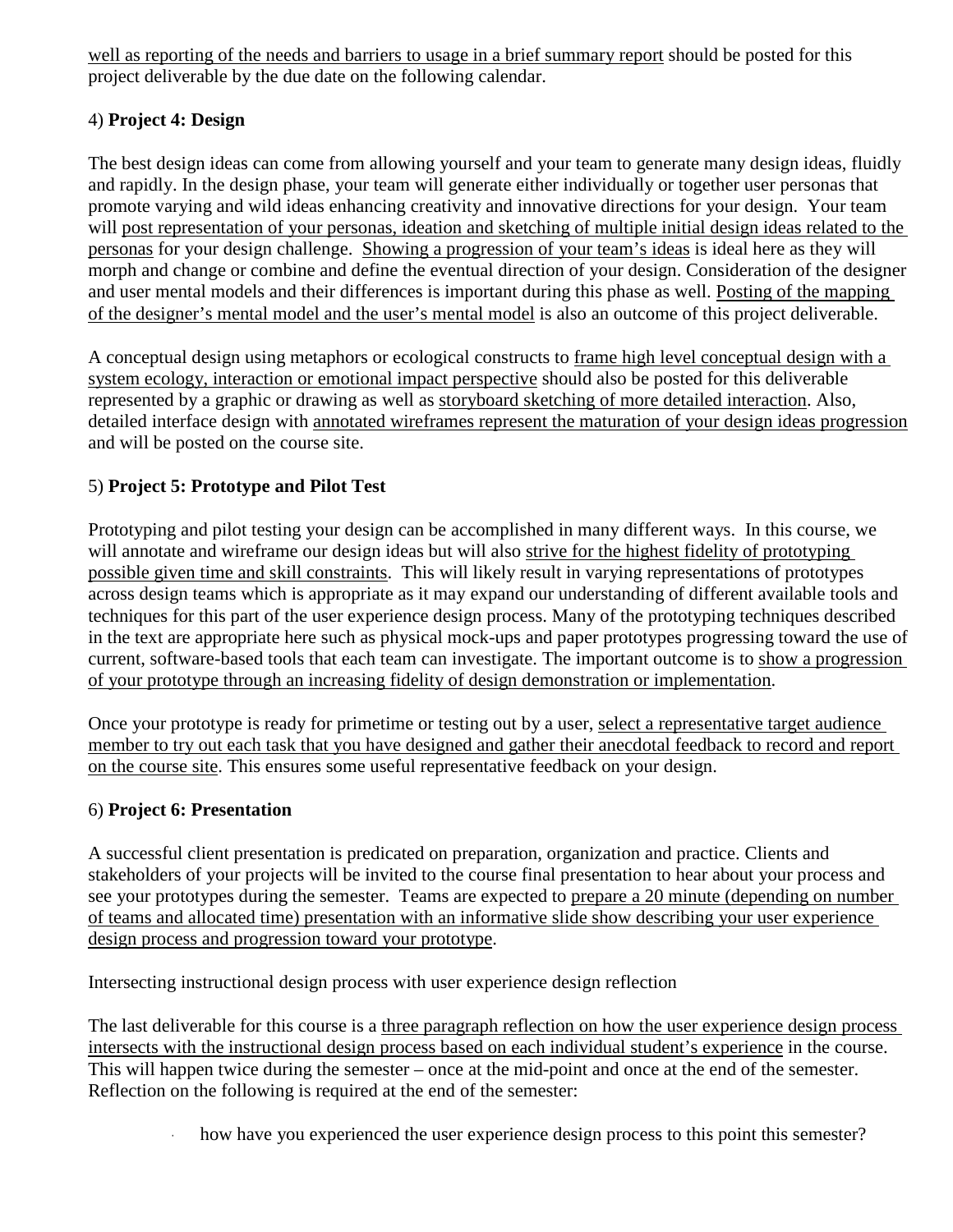well as reporting of the needs and barriers to usage in a brief summary report should be posted for this project deliverable by the due date on the following calendar.

4) **Project 4: Design**

The best design ideas can come from allowing yourself and your team to generate many design ideas, fluidly and rapidly. In the design phase, your team will generate either individually or together user personas that promote varying and wild ideas enhancing creativity and innovative directions for your design. Your team will post representation of your personas, ideation and sketching of multiple initial design ideas related to the personas for your design challenge. Showing a progression of your team's ideas is ideal here as they will morph and change or combine and define the eventual direction of your design. Consideration of the designer and user mental models and their differences is important during this phase as well. Posting of the mapping of the designer's mental model and the user's mental model is also an outcome of this project deliverable.

A conceptual design using metaphors or ecological constructs to frame high level conceptual design with a system ecology, interaction or emotional impact perspective should also be posted for this deliverable represented by a graphic or drawing as well as storyboard sketching of more detailed interaction. Also, detailed interface design with annotated wireframes represent the maturation of your design ideas progression and will be posted on the course site.

5) **Project 5: Prototype and Pilot Test**

Prototyping and pilot testing your design can be accomplished in many different ways. In this course, we will annotate and wireframe our design ideas but will also strive for the highest fidelity of prototyping possible given time and skill constraints. This will likely result in varying representations of prototypes across design teams which is appropriate as it may expand our understanding of different available tools and techniques for this part of the user experience design process. Many of the prototyping techniques described in the text are appropriate here such as physical mock-ups and paper prototypes progressing toward the use of current, software-based tools that each team can investigate. The important outcome is to show a progression of your prototype through an increasing fidelity of design demonstration or implementation.

Once your prototype is ready for primetime or testing out by a user, select a representative target audience member to try out each task that you have designed and gather their anecdotal feedback to record and report on the course site. This ensures some useful representative feedback on your design.

6) **Project 6: Presentation**

A successful client presentation is predicated on preparation, organization and practice. Clients and stakeholders of your projects will be invited to the course final presentation to hear about your process and see your prototypes during the semester. Teams are expected to prepare a 20 minute (depending on number of teams and allocated time) presentation with an informative slide show describing your user experience design process and progression toward your prototype.

Intersecting instructional design process with user experience design reflection

The last deliverable for this course is a three paragraph reflection on how the user experience design process intersects with the instructional design process based on each individual student's experience in the course. This will happen twice during the semester – once at the mid-point and once at the end of the semester. Reflection on the following is required at the end of the semester:

- how have you experienced the user experience design process to this point this semester?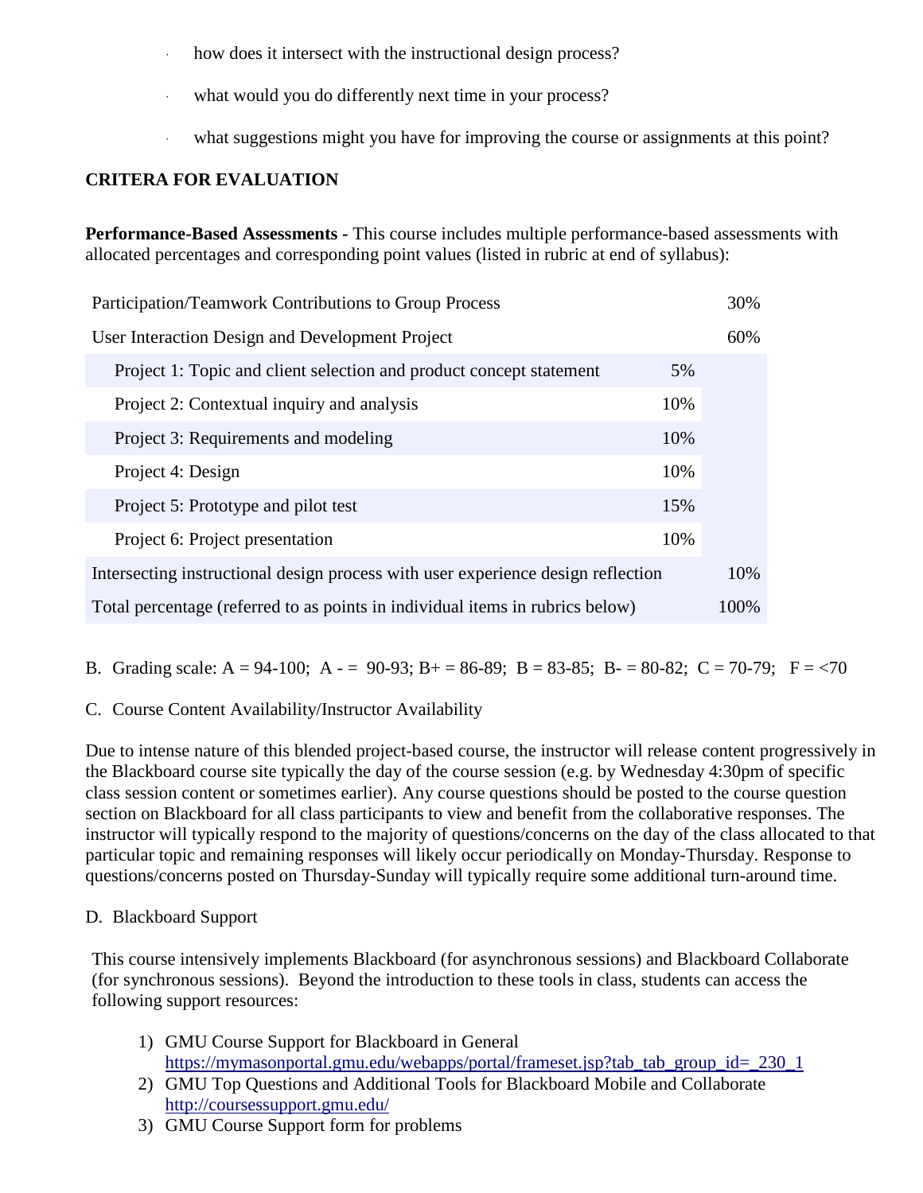- how does it intersect with the instructional design process?
- what would you do differently next time in your process?
- what suggestions might you have for improving the course or assignments at this point?

**CRITERA FOR EVALUATION**

**Performance-Based Assessments -** This course includes multiple performance-based assessments with allocated percentages and corresponding point values (listed in rubric at end of syllabus):

| | | |
|---|---|---|
| Participation/Teamwork Contributions to Group Process | | 30% |
| User Interaction Design and Development Project | | 60% |
| Project 1: Topic and client selection and product concept statement | 5% | |
| Project 2: Contextual inquiry and analysis | 10% | |
| Project 3: Requirements and modeling | 10% | |
| Project 4: Design | 10% | |
| Project 5: Prototype and pilot test | 15% | |
| Project 6: Project presentation | 10% | |
| Intersecting instructional design process with user experience design reflection | | 10% |
| Total percentage (referred to as points in individual items in rubrics below) | | 100% |

B. Grading scale: A = 94-100; A - = 90-93; B+ = 86-89; B = 83-85; B- = 80-82; C = 70-79; F = <70

C. Course Content Availability/Instructor Availability

Due to intense nature of this blended project-based course, the instructor will release content progressively in the Blackboard course site typically the day of the course session (e.g. by Wednesday 4:30pm of specific class session content or sometimes earlier). Any course questions should be posted to the course question section on Blackboard for all class participants to view and benefit from the collaborative responses. The instructor will typically respond to the majority of questions/concerns on the day of the class allocated to that particular topic and remaining responses will likely occur periodically on Monday-Thursday. Response to questions/concerns posted on Thursday-Sunday will typically require some additional turn-around time.

D. Blackboard Support

This course intensively implements Blackboard (for asynchronous sessions) and Blackboard Collaborate (for synchronous sessions). Beyond the introduction to these tools in class, students can access the following support resources:

1) GMU Course Support for Blackboard in General
   https://mymasonportal.gmu.edu/webapps/portal/frameset.jsp?tab_tab_group_id=_230_1
2) GMU Top Questions and Additional Tools for Blackboard Mobile and Collaborate
   http://coursessupport.gmu.edu/
3) GMU Course Support form for problems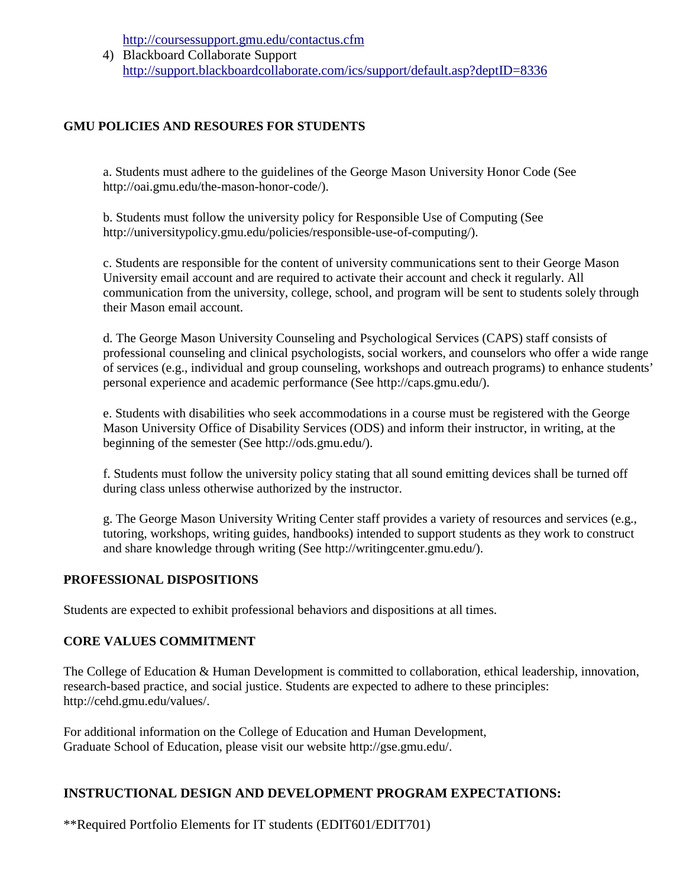http://coursessupport.gmu.edu/contactus.cfm

4) Blackboard Collaborate Support
   http://support.blackboardcollaborate.com/ics/support/default.asp?deptID=8336

## GMU POLICIES AND RESOURES FOR STUDENTS

a. Students must adhere to the guidelines of the George Mason University Honor Code (See http://oai.gmu.edu/the-mason-honor-code/).

b. Students must follow the university policy for Responsible Use of Computing (See http://universitypolicy.gmu.edu/policies/responsible-use-of-computing/).

c. Students are responsible for the content of university communications sent to their George Mason University email account and are required to activate their account and check it regularly. All communication from the university, college, school, and program will be sent to students solely through their Mason email account.

d. The George Mason University Counseling and Psychological Services (CAPS) staff consists of professional counseling and clinical psychologists, social workers, and counselors who offer a wide range of services (e.g., individual and group counseling, workshops and outreach programs) to enhance students' personal experience and academic performance (See http://caps.gmu.edu/).

e. Students with disabilities who seek accommodations in a course must be registered with the George Mason University Office of Disability Services (ODS) and inform their instructor, in writing, at the beginning of the semester (See http://ods.gmu.edu/).

f. Students must follow the university policy stating that all sound emitting devices shall be turned off during class unless otherwise authorized by the instructor.

g. The George Mason University Writing Center staff provides a variety of resources and services (e.g., tutoring, workshops, writing guides, handbooks) intended to support students as they work to construct and share knowledge through writing (See http://writingcenter.gmu.edu/).

## PROFESSIONAL DISPOSITIONS

Students are expected to exhibit professional behaviors and dispositions at all times.

## CORE VALUES COMMITMENT

The College of Education & Human Development is committed to collaboration, ethical leadership, innovation, research-based practice, and social justice. Students are expected to adhere to these principles: http://cehd.gmu.edu/values/.

For additional information on the College of Education and Human Development, Graduate School of Education, please visit our website http://gse.gmu.edu/.

## INSTRUCTIONAL DESIGN AND DEVELOPMENT PROGRAM EXPECTATIONS:

**Required Portfolio Elements for IT students (EDIT601/EDIT701)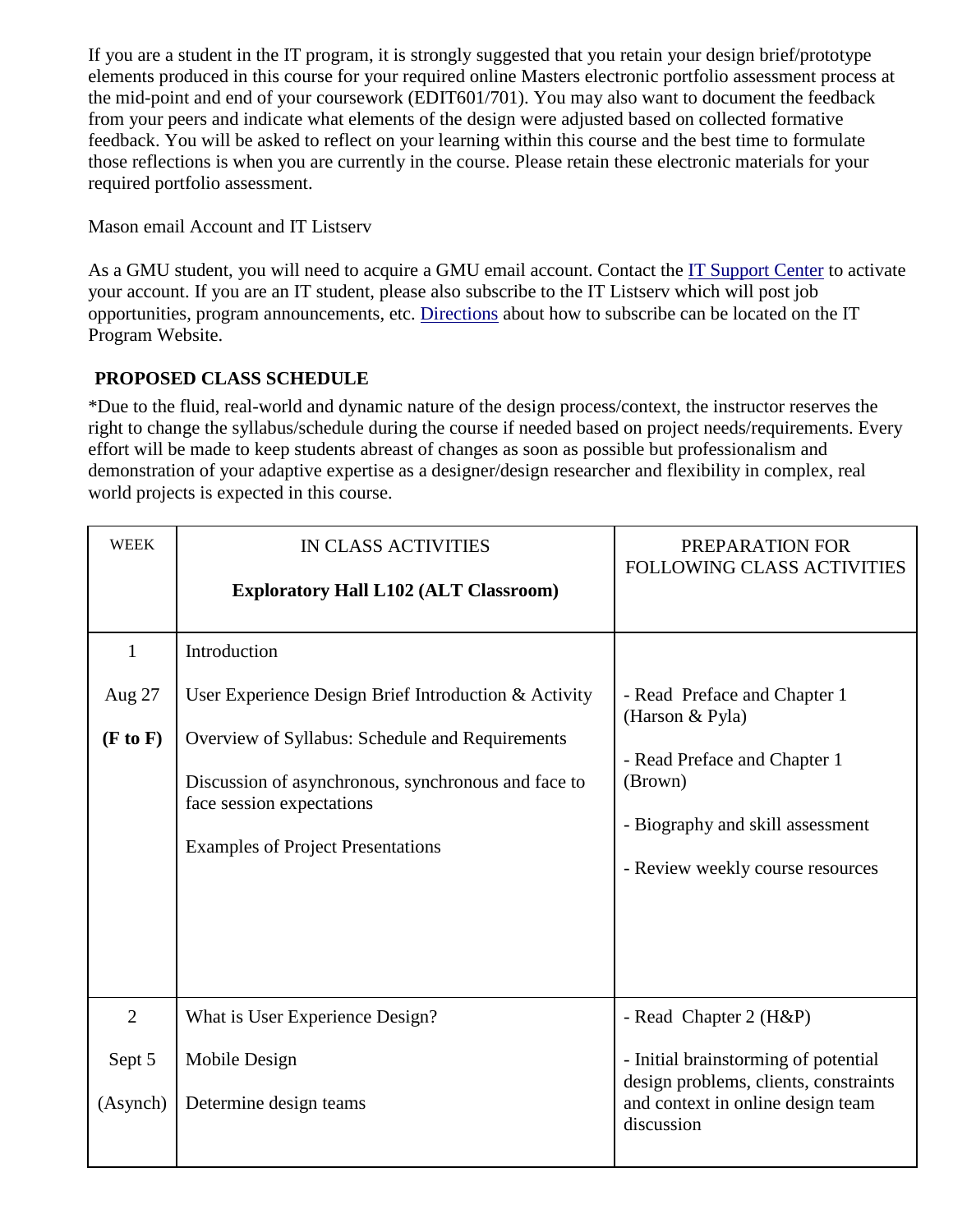If you are a student in the IT program, it is strongly suggested that you retain your design brief/prototype elements produced in this course for your required online Masters electronic portfolio assessment process at the mid-point and end of your coursework (EDIT601/701). You may also want to document the feedback from your peers and indicate what elements of the design were adjusted based on collected formative feedback. You will be asked to reflect on your learning within this course and the best time to formulate those reflections is when you are currently in the course. Please retain these electronic materials for your required portfolio assessment.

Mason email Account and IT Listserv

As a GMU student, you will need to acquire a GMU email account. Contact the IT Support Center to activate your account. If you are an IT student, please also subscribe to the IT Listserv which will post job opportunities, program announcements, etc. Directions about how to subscribe can be located on the IT Program Website.

## PROPOSED CLASS SCHEDULE

*Due to the fluid, real-world and dynamic nature of the design process/context, the instructor reserves the right to change the syllabus/schedule during the course if needed based on project needs/requirements. Every effort will be made to keep students abreast of changes as soon as possible but professionalism and demonstration of your adaptive expertise as a designer/design researcher and flexibility in complex, real world projects is expected in this course.

| WEEK | IN CLASS ACTIVITIES<br><br>**Exploratory Hall L102 (ALT Classroom)** | PREPARATION FOR FOLLOWING CLASS ACTIVITIES |
|---|---|---|
| 1<br><br>Aug 27<br><br>**(F to F)** | Introduction<br><br>User Experience Design Brief Introduction & Activity<br><br>Overview of Syllabus: Schedule and Requirements<br><br>Discussion of asynchronous, synchronous and face to face session expectations<br><br>Examples of Project Presentations | - Read Preface and Chapter 1 (Harson & Pyla)<br><br>- Read Preface and Chapter 1 (Brown)<br><br>- Biography and skill assessment<br><br>- Review weekly course resources |
| 2<br><br>Sept 5<br><br>(Asynch) | What is User Experience Design?<br><br>Mobile Design<br><br>Determine design teams | - Read Chapter 2 (H&P)<br><br>- Initial brainstorming of potential design problems, clients, constraints and context in online design team discussion |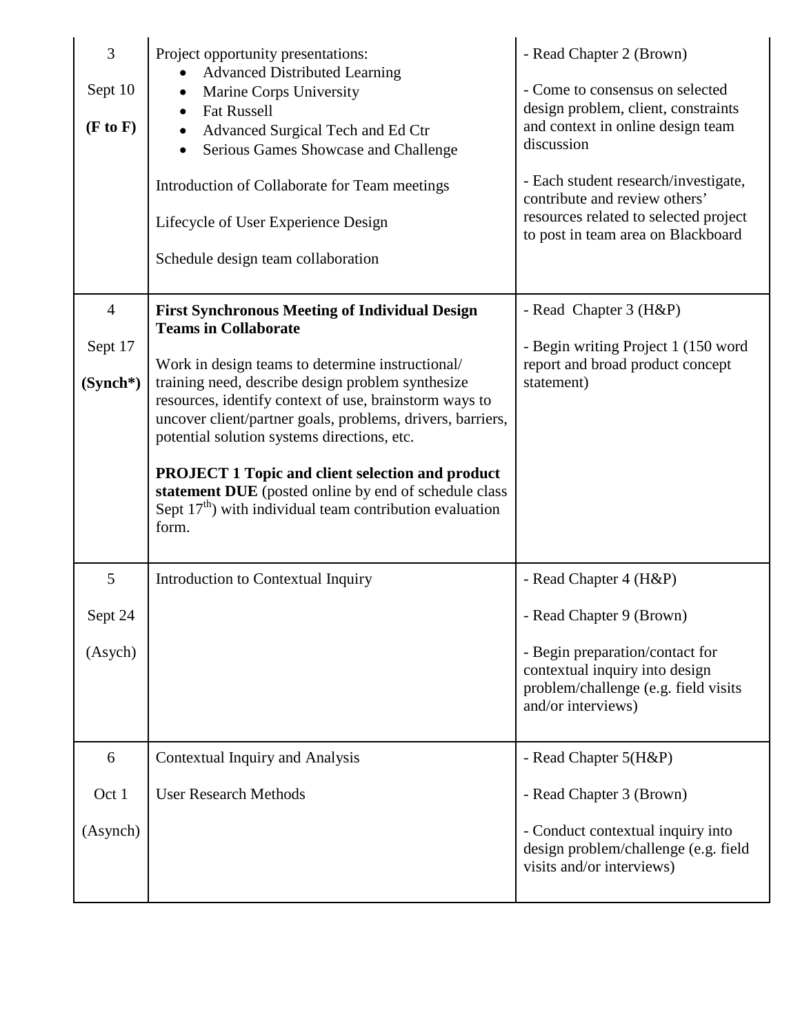| | | |
|---|---|---|
| 3<br><br>Sept 10<br><br>**(F to F)** | Project opportunity presentations:<br>• Advanced Distributed Learning<br>• Marine Corps University<br>• Fat Russell<br>• Advanced Surgical Tech and Ed Ctr<br>• Serious Games Showcase and Challenge<br><br>Introduction of Collaborate for Team meetings<br><br>Lifecycle of User Experience Design<br><br>Schedule design team collaboration | - Read Chapter 2 (Brown)<br><br>- Come to consensus on selected design problem, client, constraints and context in online design team discussion<br><br>- Each student research/investigate, contribute and review others' resources related to selected project to post in team area on Blackboard |
| 4<br><br>Sept 17<br><br>**(Synch*)** | **First Synchronous Meeting of Individual Design Teams in Collaborate**<br><br>Work in design teams to determine instructional/ training need, describe design problem synthesize resources, identify context of use, brainstorm ways to uncover client/partner goals, problems, drivers, barriers, potential solution systems directions, etc.<br><br>**PROJECT 1 Topic and client selection and product statement DUE** (posted online by end of schedule class Sept 17th) with individual team contribution evaluation form. | - Read Chapter 3 (H&P)<br><br>- Begin writing Project 1 (150 word report and broad product concept statement) |
| 5<br><br>Sept 24<br><br>(Asych) | Introduction to Contextual Inquiry | - Read Chapter 4 (H&P)<br><br>- Read Chapter 9 (Brown)<br><br>- Begin preparation/contact for contextual inquiry into design problem/challenge (e.g. field visits and/or interviews) |
| 6<br><br>Oct 1<br><br>(Asynch) | Contextual Inquiry and Analysis<br><br>User Research Methods | - Read Chapter 5(H&P)<br><br>- Read Chapter 3 (Brown)<br><br>- Conduct contextual inquiry into design problem/challenge (e.g. field visits and/or interviews) |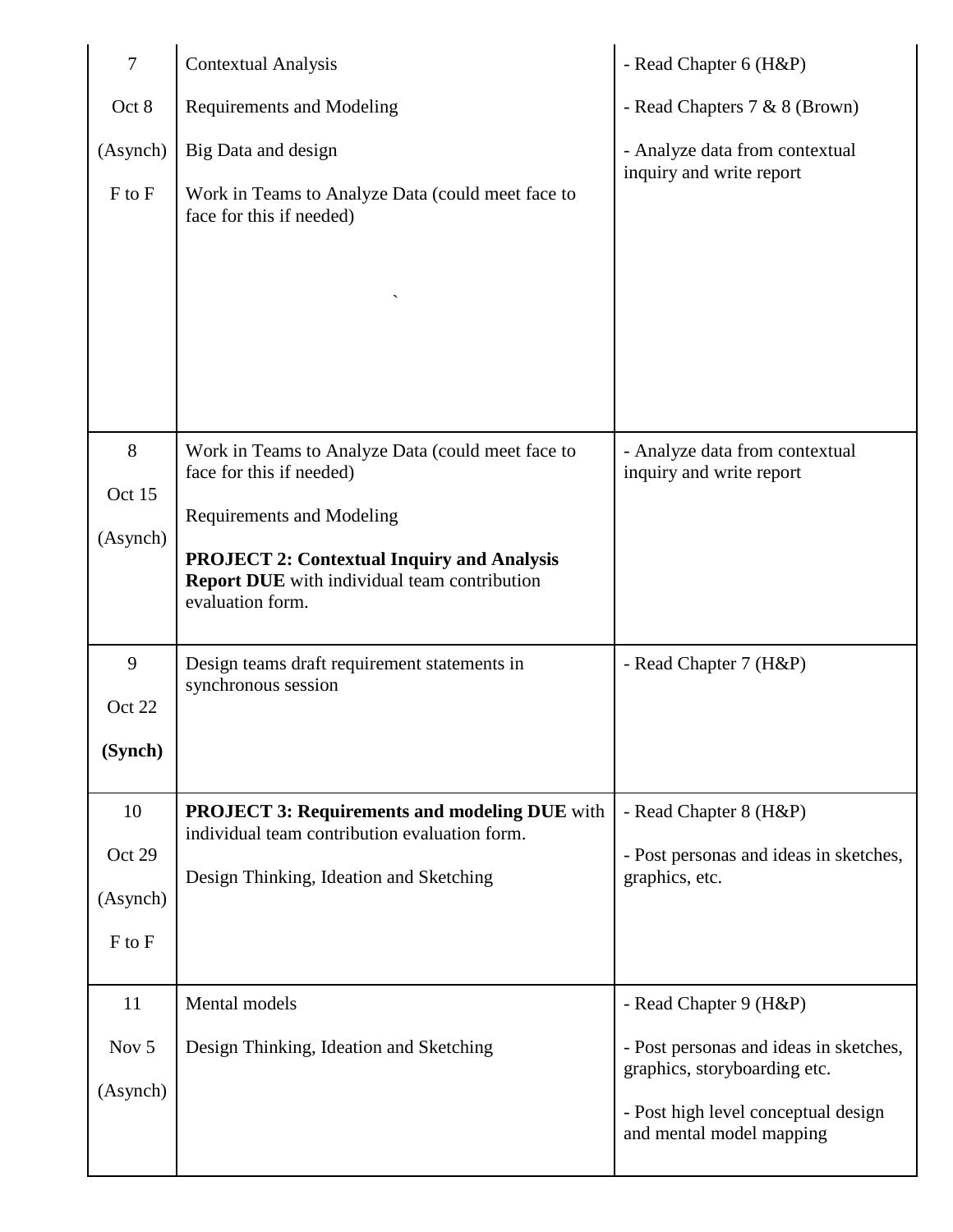| | | |
|---|---|---|
| 7<br>Oct 8<br>(Asynch)<br>F to F | Contextual Analysis<br>Requirements and Modeling<br>Big Data and design<br>Work in Teams to Analyze Data (could meet face to face for this if needed)<br>` | - Read Chapter 6 (H&P)<br>- Read Chapters 7 & 8 (Brown)<br>- Analyze data from contextual inquiry and write report |
| 8<br>Oct 15<br>(Asynch) | Work in Teams to Analyze Data (could meet face to face for this if needed)<br>Requirements and Modeling<br>**PROJECT 2: Contextual Inquiry and Analysis Report DUE** with individual team contribution evaluation form. | - Analyze data from contextual inquiry and write report |
| 9<br>Oct 22<br>**(Synch)** | Design teams draft requirement statements in synchronous session | - Read Chapter 7 (H&P) |
| 10<br>Oct 29<br>(Asynch)<br>F to F | **PROJECT 3: Requirements and modeling DUE** with individual team contribution evaluation form.<br>Design Thinking, Ideation and Sketching | - Read Chapter 8 (H&P)<br>- Post personas and ideas in sketches, graphics, etc. |
| 11<br>Nov 5<br>(Asynch) | Mental models<br>Design Thinking, Ideation and Sketching | - Read Chapter 9 (H&P)<br>- Post personas and ideas in sketches, graphics, storyboarding etc.<br>- Post high level conceptual design and mental model mapping |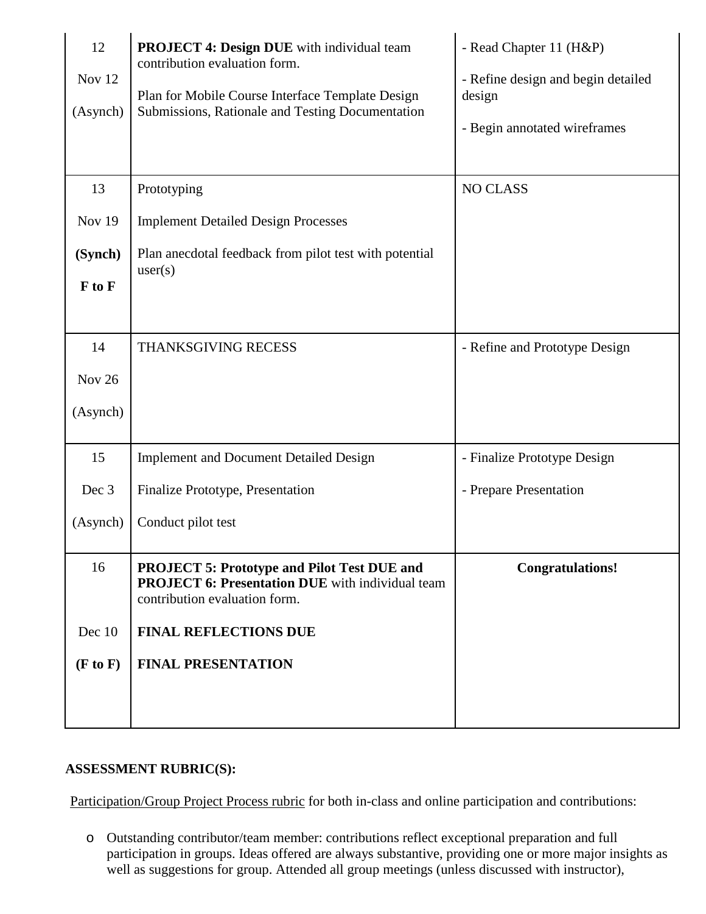| | | |
|---|---|---|
| 12<br><br>Nov 12<br><br>(Asynch) | **PROJECT 4: Design DUE** with individual team contribution evaluation form.<br><br>Plan for Mobile Course Interface Template Design Submissions, Rationale and Testing Documentation | - Read Chapter 11 (H&P)<br><br>- Refine design and begin detailed design<br><br>- Begin annotated wireframes |
| 13<br><br>Nov 19<br><br>**(Synch)**<br><br>**F to F** | Prototyping<br><br>Implement Detailed Design Processes<br><br>Plan anecdotal feedback from pilot test with potential user(s) | NO CLASS |
| 14<br><br>Nov 26<br><br>(Asynch) | THANKSGIVING RECESS | - Refine and Prototype Design |
| 15<br><br>Dec 3<br><br>(Asynch) | Implement and Document Detailed Design<br><br>Finalize Prototype, Presentation<br><br>Conduct pilot test | - Finalize Prototype Design<br><br>- Prepare Presentation |
| 16<br><br>Dec 10<br><br>**(F to F)** | **PROJECT 5: Prototype and Pilot Test DUE and PROJECT 6: Presentation DUE** with individual team contribution evaluation form.<br><br>**FINAL REFLECTIONS DUE**<br><br>**FINAL PRESENTATION** | **Congratulations!** |

**ASSESSMENT RUBRIC(S):**

Participation/Group Project Process rubric for both in-class and online participation and contributions:

- Outstanding contributor/team member: contributions reflect exceptional preparation and full participation in groups. Ideas offered are always substantive, providing one or more major insights as well as suggestions for group. Attended all group meetings (unless discussed with instructor),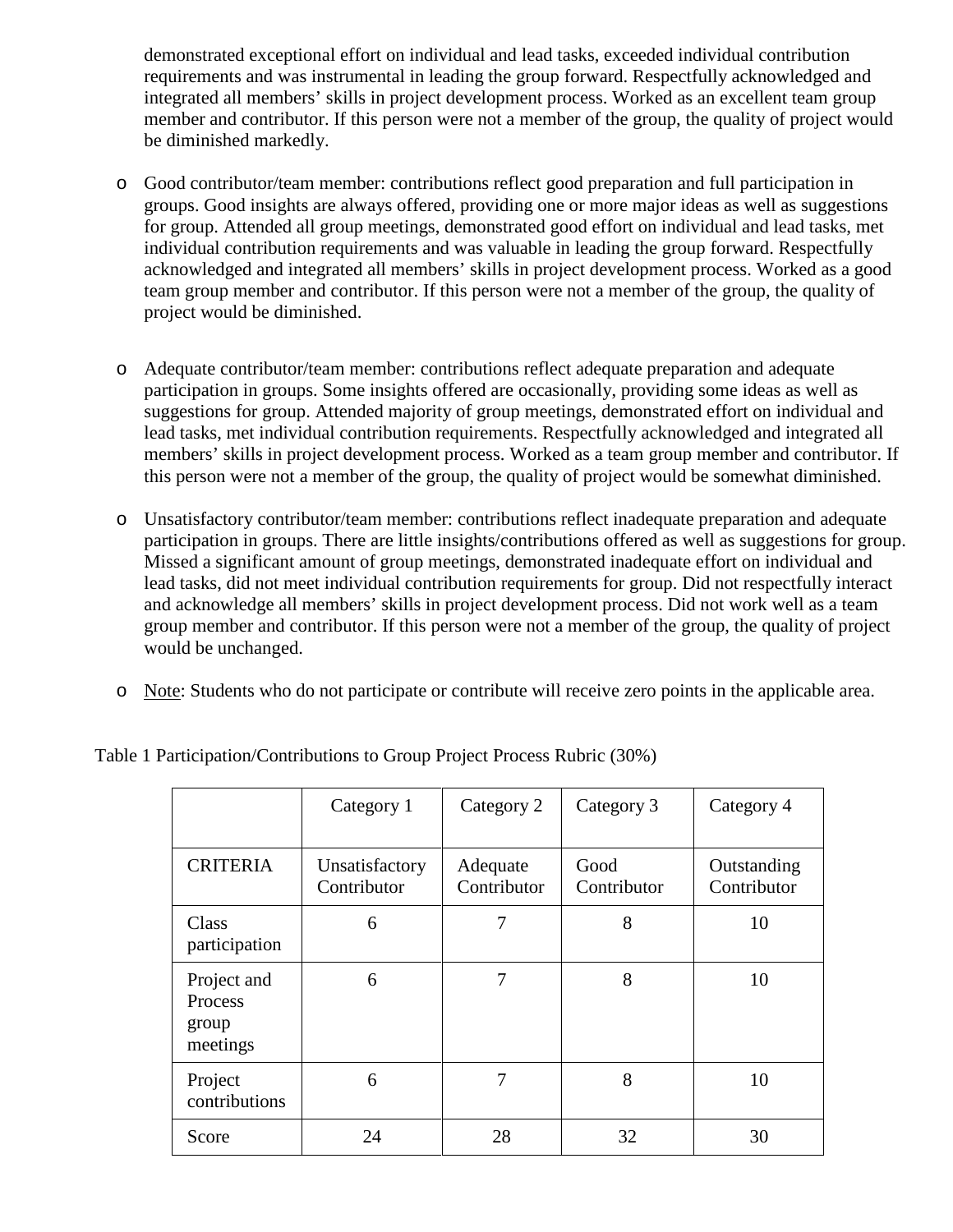demonstrated exceptional effort on individual and lead tasks, exceeded individual contribution requirements and was instrumental in leading the group forward. Respectfully acknowledged and integrated all members' skills in project development process. Worked as an excellent team group member and contributor. If this person were not a member of the group, the quality of project would be diminished markedly.

- Good contributor/team member: contributions reflect good preparation and full participation in groups. Good insights are always offered, providing one or more major ideas as well as suggestions for group. Attended all group meetings, demonstrated good effort on individual and lead tasks, met individual contribution requirements and was valuable in leading the group forward. Respectfully acknowledged and integrated all members' skills in project development process. Worked as a good team group member and contributor. If this person were not a member of the group, the quality of project would be diminished.

- Adequate contributor/team member: contributions reflect adequate preparation and adequate participation in groups. Some insights offered are occasionally, providing some ideas as well as suggestions for group. Attended majority of group meetings, demonstrated effort on individual and lead tasks, met individual contribution requirements. Respectfully acknowledged and integrated all members' skills in project development process. Worked as a team group member and contributor. If this person were not a member of the group, the quality of project would be somewhat diminished.

- Unsatisfactory contributor/team member: contributions reflect inadequate preparation and adequate participation in groups. There are little insights/contributions offered as well as suggestions for group. Missed a significant amount of group meetings, demonstrated inadequate effort on individual and lead tasks, did not meet individual contribution requirements for group. Did not respectfully interact and acknowledge all members' skills in project development process. Did not work well as a team group member and contributor. If this person were not a member of the group, the quality of project would be unchanged.

- Note: Students who do not participate or contribute will receive zero points in the applicable area.

Table 1 Participation/Contributions to Group Project Process Rubric (30%)

| | Category 1 | Category 2 | Category 3 | Category 4 |
|---|---|---|---|---|
| CRITERIA | Unsatisfactory Contributor | Adequate Contributor | Good Contributor | Outstanding Contributor |
| Class participation | 6 | 7 | 8 | 10 |
| Project and Process group meetings | 6 | 7 | 8 | 10 |
| Project contributions | 6 | 7 | 8 | 10 |
| Score | 24 | 28 | 32 | 30 |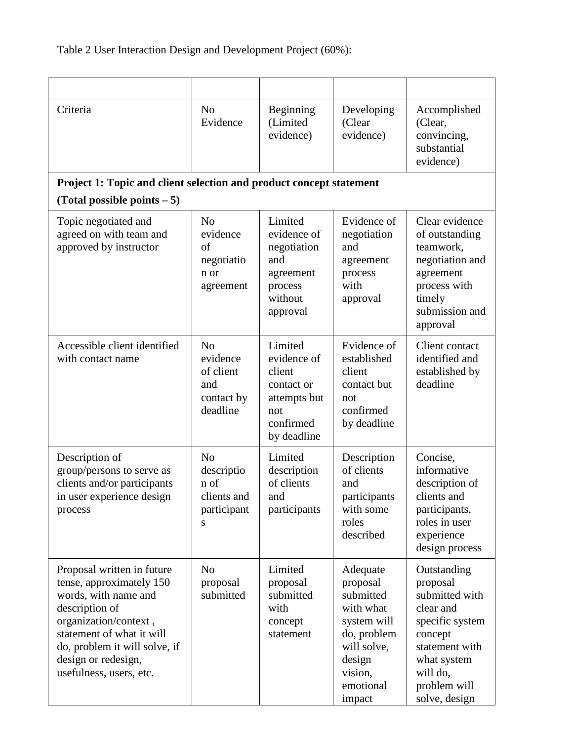Table 2 User Interaction Design and Development Project (60%):

| | | | | |
|---|---|---|---|---|
| Criteria | No Evidence | Beginning (Limited evidence) | Developing (Clear evidence) | Accomplished (Clear, convincing, substantial evidence) |
| **Project 1: Topic and client selection and product concept statement (Total possible points – 5)** | | | | |
| Topic negotiated and agreed on with team and approved by instructor | No evidence of negotiation or agreement | Limited evidence of negotiation and agreement process without approval | Evidence of negotiation and agreement process with approval | Clear evidence of outstanding teamwork, negotiation and agreement process with timely submission and approval |
| Accessible client identified with contact name | No evidence of client and contact by deadline | Limited evidence of client contact or attempts but not confirmed by deadline | Evidence of established client contact but not confirmed by deadline | Client contact identified and established by deadline |
| Description of group/persons to serve as clients and/or participants in user experience design process | No description of clients and participants | Limited description of clients and participants | Description of clients and participants with some roles described | Concise, informative description of clients and participants, roles in user experience design process |
| Proposal written in future tense, approximately 150 words, with name and description of organization/context , statement of what it will do, problem it will solve, if design or redesign, usefulness, users, etc. | No proposal submitted | Limited proposal submitted with concept statement | Adequate proposal submitted with what system will do, problem will solve, design vision, emotional impact | Outstanding proposal submitted with clear and specific system concept statement with what system will do, problem will solve, design |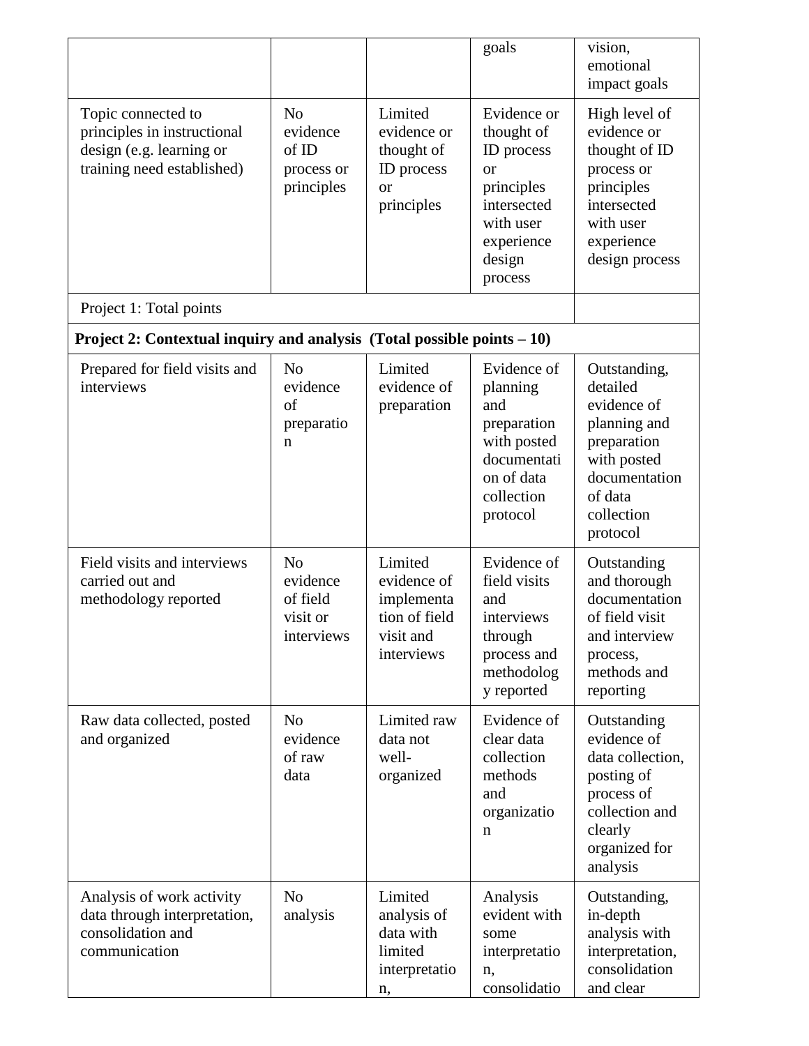| | | | | |
|---|---|---|---|---|
| | | | goals | vision, emotional impact goals |
| Topic connected to principles in instructional design (e.g. learning or training need established) | No evidence of ID process or principles | Limited evidence or thought of ID process or principles | Evidence or thought of ID process or principles intersected with user experience design process | High level of evidence or thought of ID process or principles intersected with user experience design process |
| Project 1: Total points | | | | |
| **Project 2: Contextual inquiry and analysis (Total possible points – 10)** | | | | |
| Prepared for field visits and interviews | No evidence of preparation | Limited evidence of preparation | Evidence of planning and preparation with posted documentation of data collection protocol | Outstanding, detailed evidence of planning and preparation with posted documentation of data collection protocol |
| Field visits and interviews carried out and methodology reported | No evidence of field visit or interviews | Limited evidence of implementation of field visit and interviews | Evidence of field visits and interviews through process and methodology reported | Outstanding and thorough documentation of field visit and interview process, methods and reporting |
| Raw data collected, posted and organized | No evidence of raw data | Limited raw data not well-organized | Evidence of clear data collection methods and organization | Outstanding evidence of data collection, posting of process of collection and clearly organized for analysis |
| Analysis of work activity data through interpretation, consolidation and communication | No analysis | Limited analysis of data with limited interpretation, | Analysis evident with some interpretation, consolidation | Outstanding, in-depth analysis with interpretation, consolidation and clear |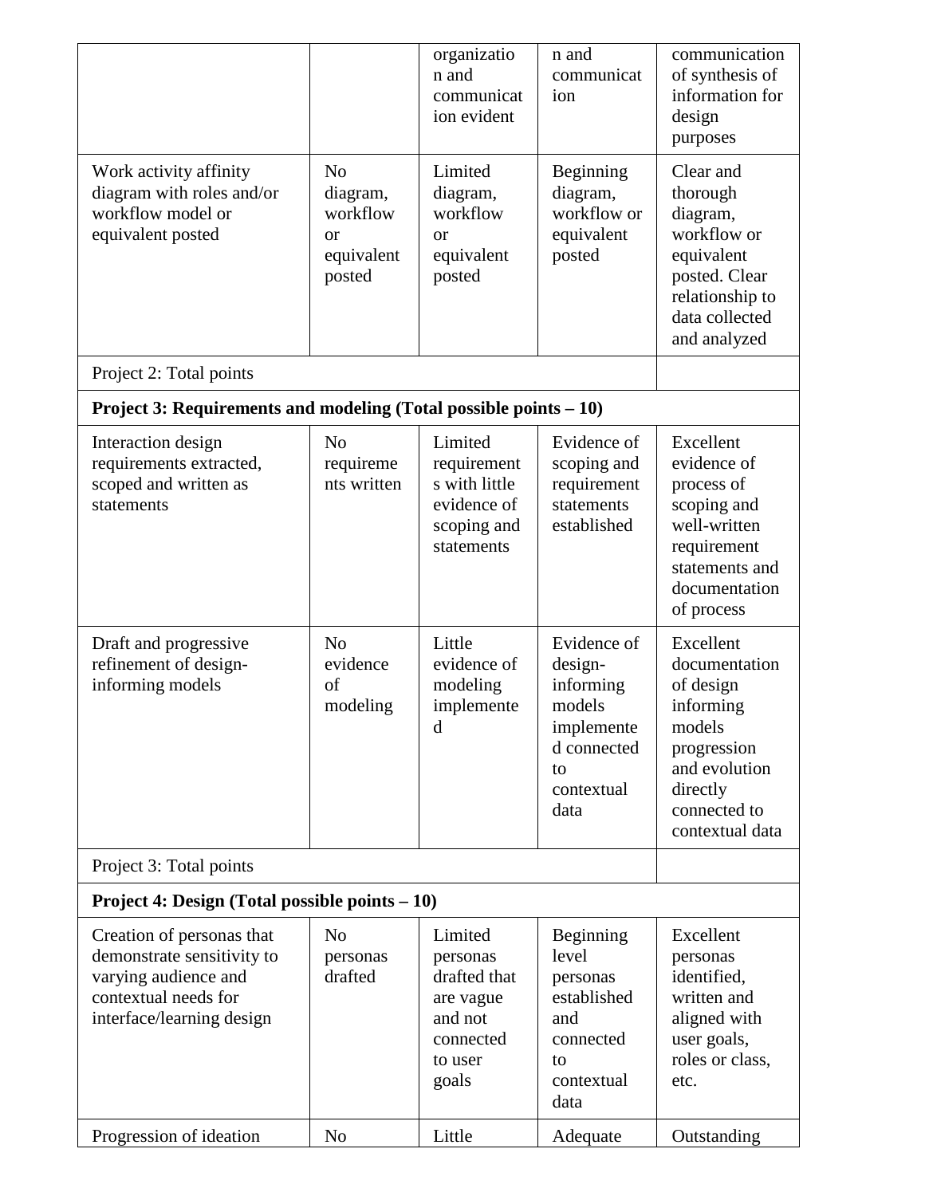| | | | | |
|---|---|---|---|---|
| | | organization and communication evident | n and communication | communication of synthesis of information for design purposes |
| Work activity affinity diagram with roles and/or workflow model or equivalent posted | No diagram, workflow or equivalent posted | Limited diagram, workflow or equivalent posted | Beginning diagram, workflow or equivalent posted | Clear and thorough diagram, workflow or equivalent posted. Clear relationship to data collected and analyzed |
| Project 2: Total points | | | | |
| **Project 3: Requirements and modeling (Total possible points – 10)** | | | | |
| Interaction design requirements extracted, scoped and written as statements | No requirements written | Limited requirements with little evidence of scoping and statements | Evidence of scoping and requirement statements established | Excellent evidence of process of scoping and well-written requirement statements and documentation of process |
| Draft and progressive refinement of design-informing models | No evidence of modeling | Little evidence of modeling implemented | Evidence of design-informing models implemented connected to contextual data | Excellent documentation of design informing models progression and evolution directly connected to contextual data |
| Project 3: Total points | | | | |
| **Project 4: Design (Total possible points – 10)** | | | | |
| Creation of personas that demonstrate sensitivity to varying audience and contextual needs for interface/learning design | No personas drafted | Limited personas drafted that are vague and not connected to user goals | Beginning level personas established and connected to contextual data | Excellent personas identified, written and aligned with user goals, roles or class, etc. |
| Progression of ideation | No | Little | Adequate | Outstanding |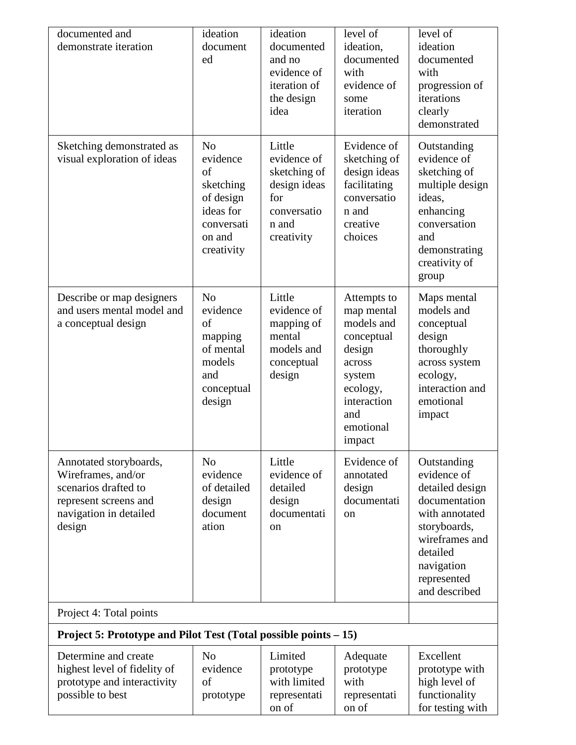| | | | | |
|---|---|---|---|---|
| documented and demonstrate iteration | ideation documented | ideation documented and no evidence of iteration of the design idea | level of ideation, documented with evidence of some iteration | level of ideation documented with progression of iterations clearly demonstrated |
| Sketching demonstrated as visual exploration of ideas | No evidence of sketching of design ideas for conversation and creativity | Little evidence of sketching of design ideas for conversation and creativity | Evidence of sketching of design ideas facilitating conversation and creative choices | Outstanding evidence of sketching of multiple design ideas, enhancing conversation and demonstrating creativity of group |
| Describe or map designers and users mental model and a conceptual design | No evidence of mapping of mental models and conceptual design | Little evidence of mapping of mental models and conceptual design | Attempts to map mental models and conceptual design across system ecology, interaction and emotional impact | Maps mental models and conceptual design thoroughly across system ecology, interaction and emotional impact |
| Annotated storyboards, Wireframes, and/or scenarios drafted to represent screens and navigation in detailed design | No evidence of detailed design documentation | Little evidence of detailed design documentation | Evidence of annotated design documentation | Outstanding evidence of detailed design documentation with annotated storyboards, wireframes and detailed navigation represented and described |
| Project 4: Total points | | | | |
| **Project 5: Prototype and Pilot Test (Total possible points – 15)** | | | | |
| Determine and create highest level of fidelity of prototype and interactivity possible to best | No evidence of prototype | Limited prototype with limited representation of | Adequate prototype with representation of | Excellent prototype with high level of functionality for testing with |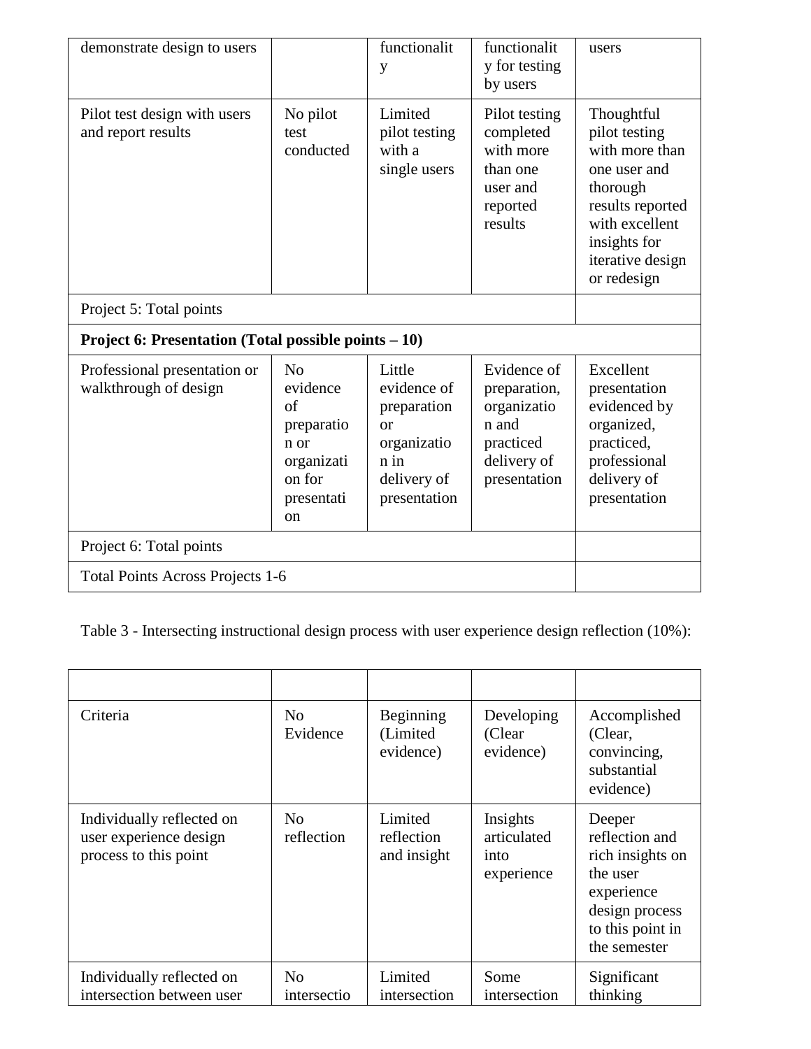| | | | | |
|---|---|---|---|---|
| demonstrate design to users | | functionality | functionality for testing by users | users |
| Pilot test design with users and report results | No pilot test conducted | Limited pilot testing with a single users | Pilot testing completed with more than one user and reported results | Thoughtful pilot testing with more than one user and thorough results reported with excellent insights for iterative design or redesign |
| Project 5: Total points | | | | |
| **Project 6: Presentation (Total possible points – 10)** | | | | |
| Professional presentation or walkthrough of design | No evidence of preparation or organization for presentation | Little evidence of preparation or organization in delivery of presentation | Evidence of preparation, organization and practiced delivery of presentation | Excellent presentation evidenced by organized, practiced, professional delivery of presentation |
| Project 6: Total points | | | | |
| Total Points Across Projects 1-6 | | | | |

Table 3 - Intersecting instructional design process with user experience design reflection (10%):

| | | | | |
|---|---|---|---|---|
| Criteria | No Evidence | Beginning (Limited evidence) | Developing (Clear evidence) | Accomplished (Clear, convincing, substantial evidence) |
| Individually reflected on user experience design process to this point | No reflection | Limited reflection and insight | Insights articulated into experience | Deeper reflection and rich insights on the user experience design process to this point in the semester |
| Individually reflected on intersection between user | No intersectio | Limited intersection | Some intersection | Significant thinking |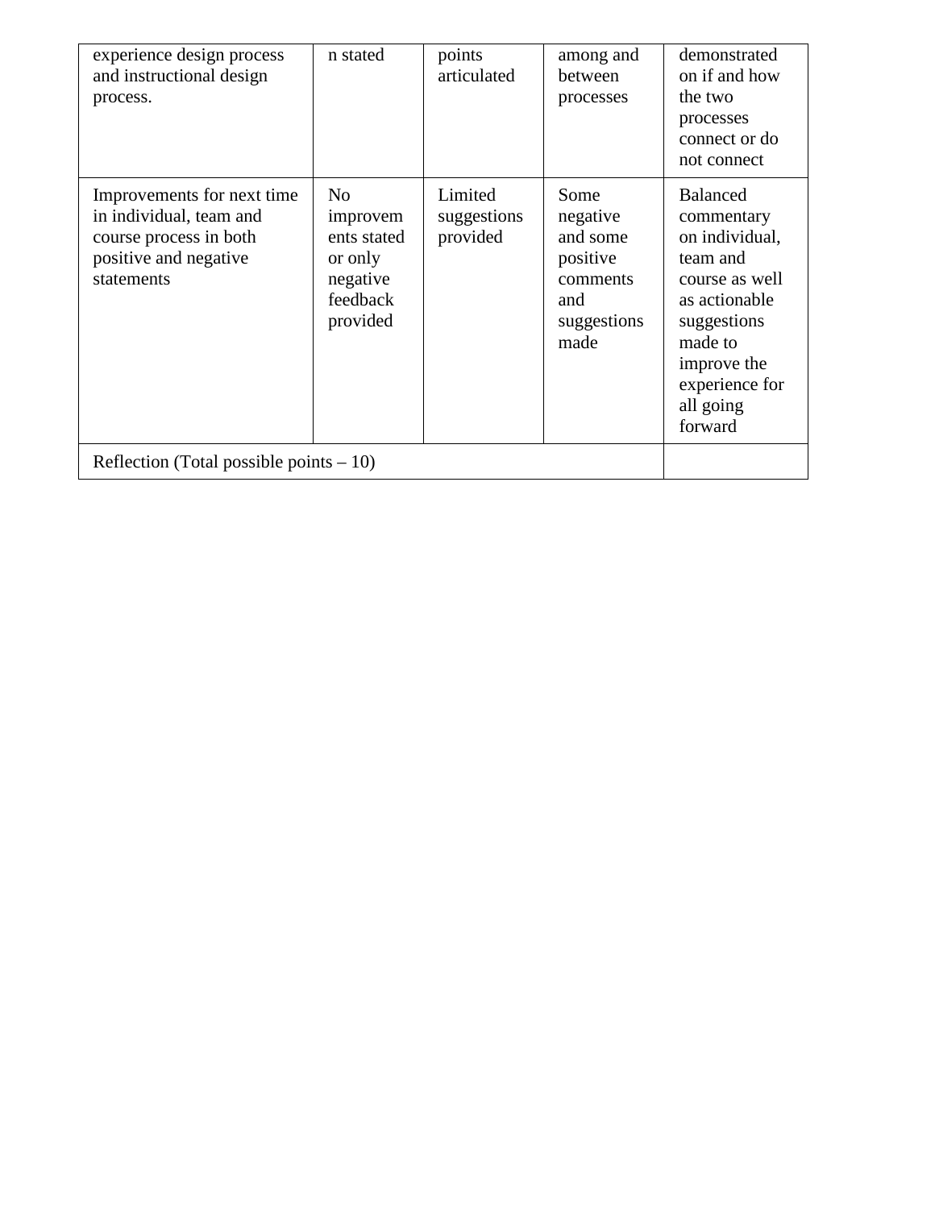| | | | | |
|---|---|---|---|---|
| experience design process and instructional design process. | n stated | points articulated | among and between processes | demonstrated on if and how the two processes connect or do not connect |
| Improvements for next time in individual, team and course process in both positive and negative statements | No improvements stated or only negative feedback provided | Limited suggestions provided | Some negative and some positive comments and suggestions made | Balanced commentary on individual, team and course as well as actionable suggestions made to improve the experience for all going forward |
| Reflection (Total possible points – 10) | | | | |